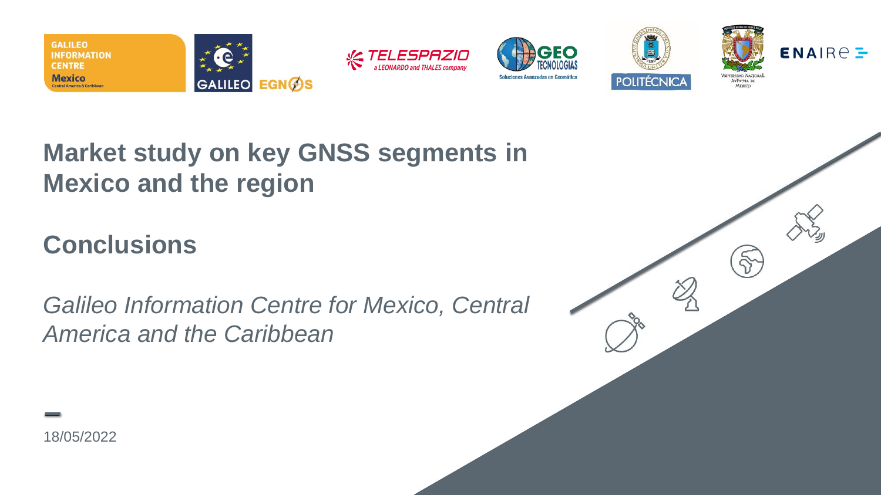# Market study on key GNSS segments in Mexico and the region

## Conclusions

*Galileo Information Centre for Mexico, Central America and the Caribbean*

18/05/2022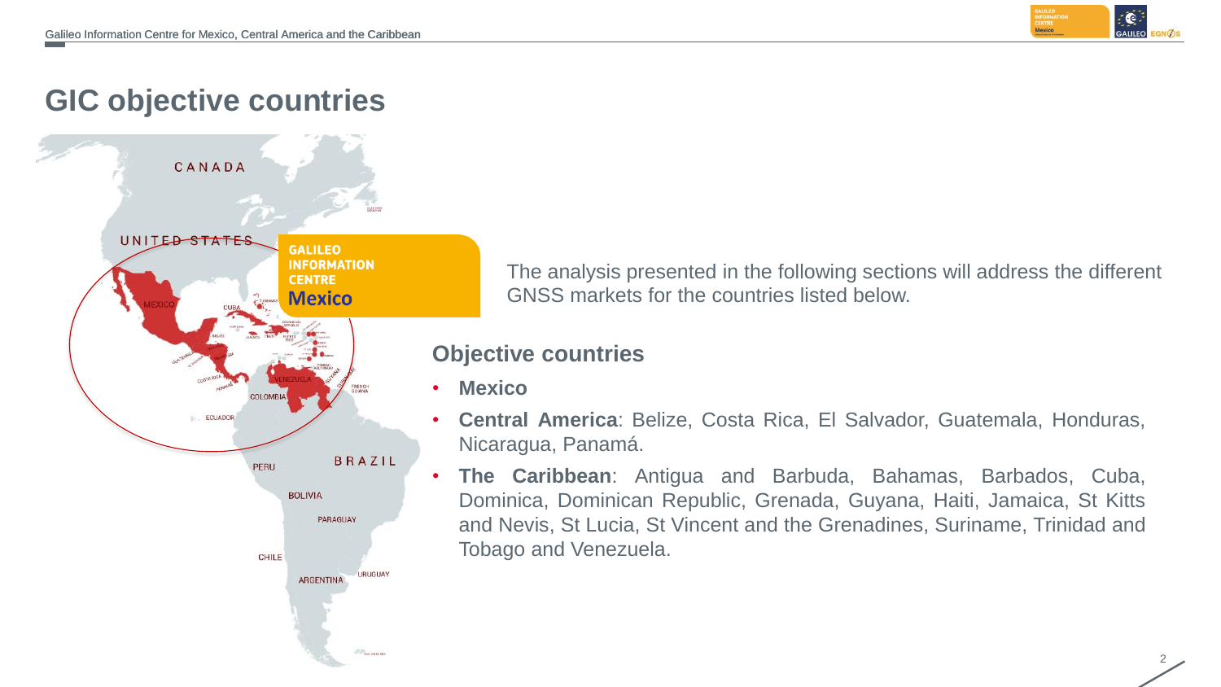# GIC objective countries

The analysis presented in the following sections will address the different GNSS markets for the countries listed below.

## Objective countries

- **Mexico**
- **Central America**: Belize, Costa Rica, El Salvador, Guatemala, Honduras, Nicaragua, Panamá.
- **The Caribbean**: Antigua and Barbuda, Bahamas, Barbados, Cuba, Dominica, Dominican Republic, Grenada, Guyana, Haiti, Jamaica, St Kitts and Nevis, St Lucia, St Vincent and the Grenadines, Suriname, Trinidad and Tobago and Venezuela.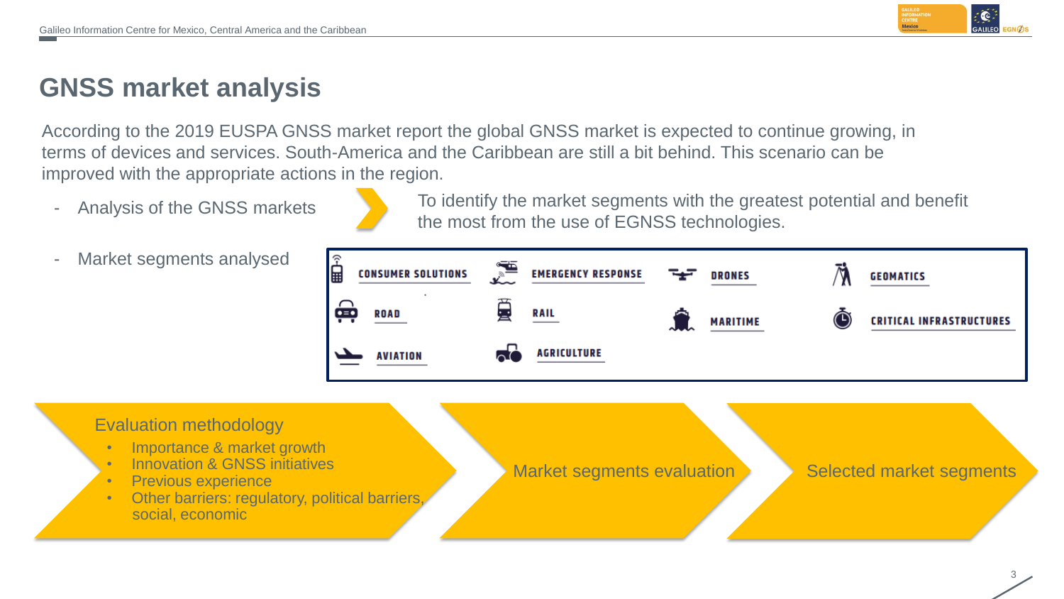# GNSS market analysis

According to the 2019 EUSPA GNSS market report the global GNSS market is expected to continue growing, in terms of devices and services. South-America and the Caribbean are still a bit behind. This scenario can be improved with the appropriate actions in the region.

- Analysis of the GNSS markets → To identify the market segments with the greatest potential and benefit the most from the use of EGNSS technologies.
- Market segments analysed

| | | | |
|---|---|---|---|
| CONSUMER SOLUTIONS | EMERGENCY RESPONSE | DRONES | GEOMATICS |
| ROAD | RAIL | MARITIME | CRITICAL INFRASTRUCTURES |
| AVIATION | AGRICULTURE | | |

**Evaluation methodology**

- Importance & market growth
- Innovation & GNSS initiatives
- Previous experience
- Other barriers: regulatory, political barriers, social, economic

→ **Market segments evaluation** → **Selected market segments**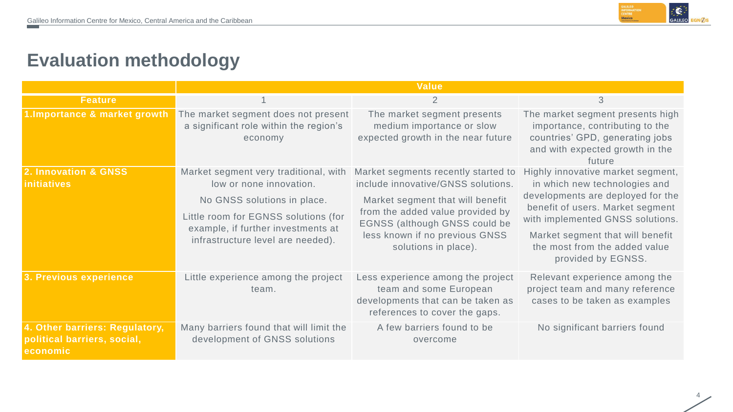# Evaluation methodology

| | Value | | |
|---|---|---|---|
| **Feature** | 1 | 2 | 3 |
| **1.Importance & market growth** | The market segment does not present a significant role within the region's economy | The market segment presents medium importance or slow expected growth in the near future | The market segment presents high importance, contributing to the countries' GPD, generating jobs and with expected growth in the future |
| **2. Innovation & GNSS initiatives** | Market segment very traditional, with low or none innovation. No GNSS solutions in place. Little room for EGNSS solutions (for example, if further investments at infrastructure level are needed). | Market segments recently started to include innovative/GNSS solutions. Market segment that will benefit from the added value provided by EGNSS (although GNSS could be less known if no previous GNSS solutions in place). | Highly innovative market segment, in which new technologies and developments are deployed for the benefit of users. Market segment with implemented GNSS solutions. Market segment that will benefit the most from the added value provided by EGNSS. |
| **3. Previous experience** | Little experience among the project team. | Less experience among the project team and some European developments that can be taken as references to cover the gaps. | Relevant experience among the project team and many reference cases to be taken as examples |
| **4. Other barriers: Regulatory, political barriers, social, economic** | Many barriers found that will limit the development of GNSS solutions | A few barriers found to be overcome | No significant barriers found |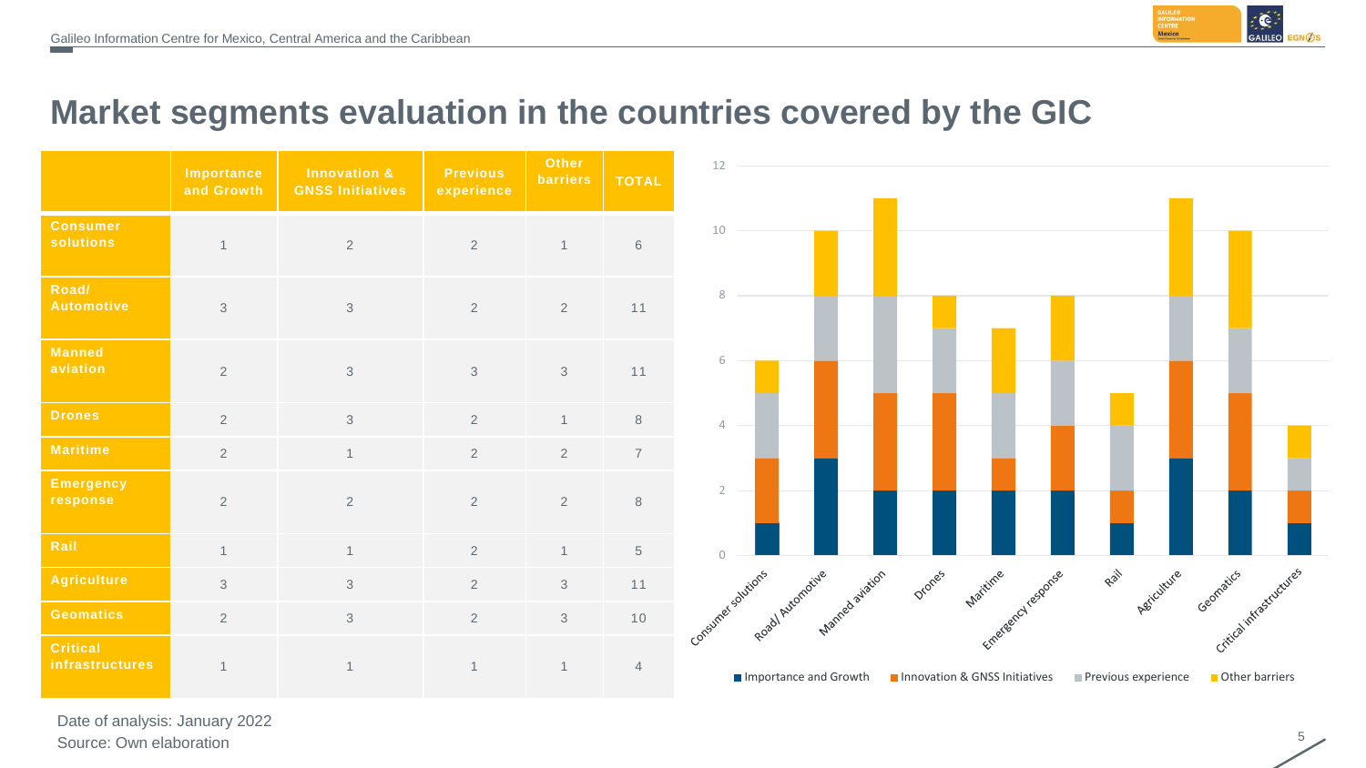# Market segments evaluation in the countries covered by the GIC

| | Importance and Growth | Innovation & GNSS Initiatives | Previous experience | Other barriers | TOTAL |
|---|---|---|---|---|---|
| Consumer solutions | 1 | 2 | 2 | 1 | 6 |
| Road/ Automotive | 3 | 3 | 2 | 2 | 11 |
| Manned aviation | 2 | 3 | 3 | 3 | 11 |
| Drones | 2 | 3 | 2 | 1 | 8 |
| Maritime | 2 | 1 | 2 | 2 | 7 |
| Emergency response | 2 | 2 | 2 | 2 | 8 |
| Rail | 1 | 1 | 2 | 1 | 5 |
| Agriculture | 3 | 3 | 2 | 3 | 11 |
| Geomatics | 2 | 3 | 2 | 3 | 10 |
| Critical infrastructures | 1 | 1 | 1 | 1 | 4 |

Date of analysis: January 2022

Source: Own elaboration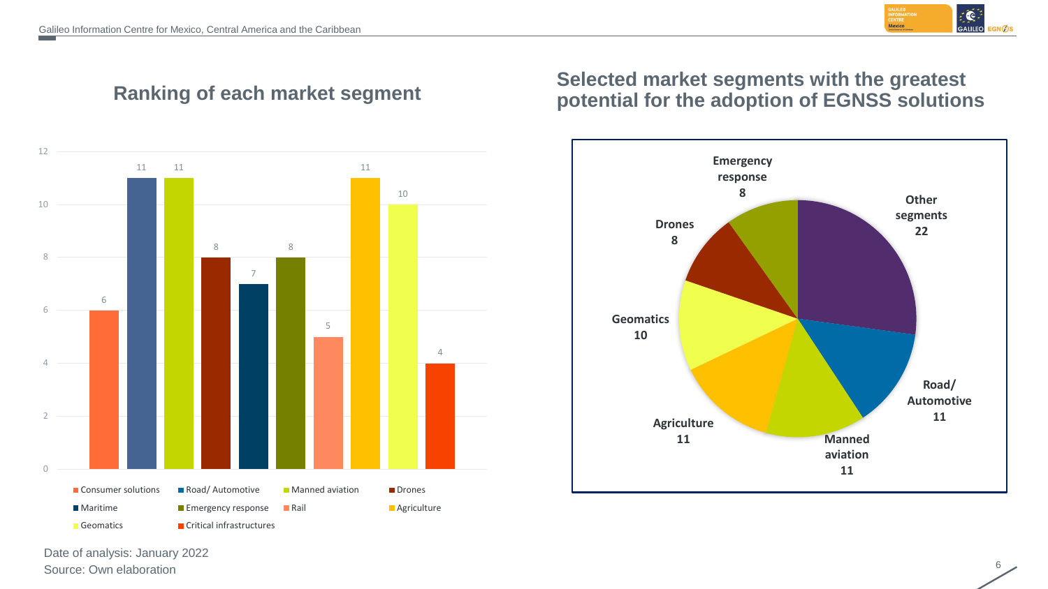## Ranking of each market segment

12
10
8
6
4
2
0

6
11
11
8
7
8
5
11
10
4

Consumer solutions
Road/ Automotive
Manned aviation
Drones
Maritime
Emergency response
Rail
Agriculture
Geomatics
Critical infrastructures

## Selected market segments with the greatest potential for the adoption of EGNSS solutions

Emergency response 8

Other segments 22

Drones 8

Geomatics 10

Road/ Automotive 11

Agriculture 11

Manned aviation 11

Date of analysis: January 2022
Source: Own elaboration